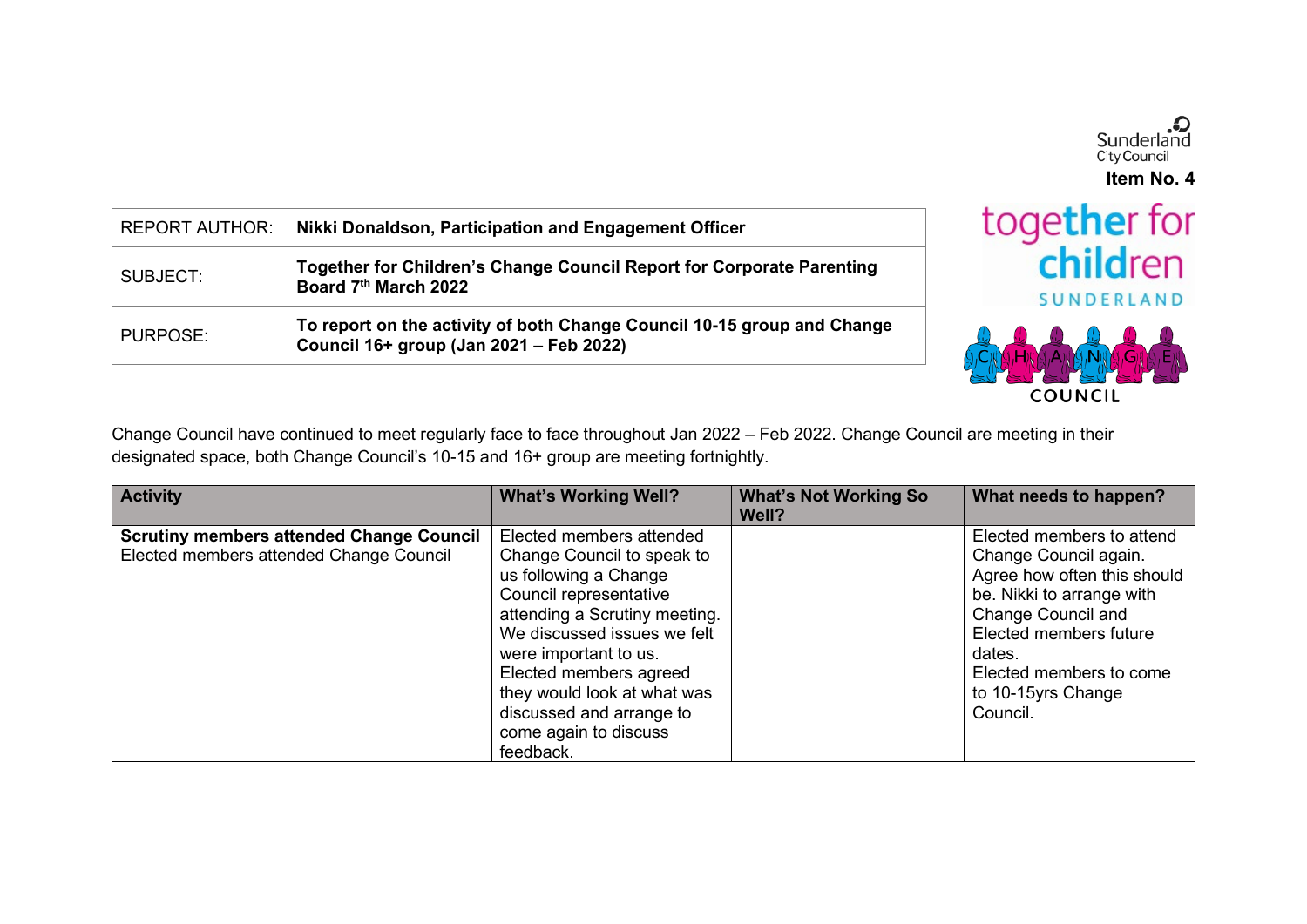Sunderland City Council

**Item No. 4**

| REPORT AUTHOR: | **Nikki Donaldson, Participation and Engagement Officer** |
|---|---|
| SUBJECT: | **Together for Children's Change Council Report for Corporate Parenting Board 7th March 2022** |
| PURPOSE: | **To report on the activity of both Change Council 10-15 group and Change Council 16+ group (Jan 2021 – Feb 2022)** |

together for children SUNDERLAND

CHANGE COUNCIL

Change Council have continued to meet regularly face to face throughout Jan 2022 – Feb 2022. Change Council are meeting in their designated space, both Change Council's 10-15 and 16+ group are meeting fortnightly.

| Activity | What's Working Well? | What's Not Working So Well? | What needs to happen? |
|---|---|---|---|
| **Scrutiny members attended Change Council**<br>Elected members attended Change Council | Elected members attended Change Council to speak to us following a Change Council representative attending a Scrutiny meeting. We discussed issues we felt were important to us. Elected members agreed they would look at what was discussed and arrange to come again to discuss feedback. | | Elected members to attend Change Council again. Agree how often this should be. Nikki to arrange with Change Council and Elected members future dates.<br>Elected members to come to 10-15yrs Change Council. |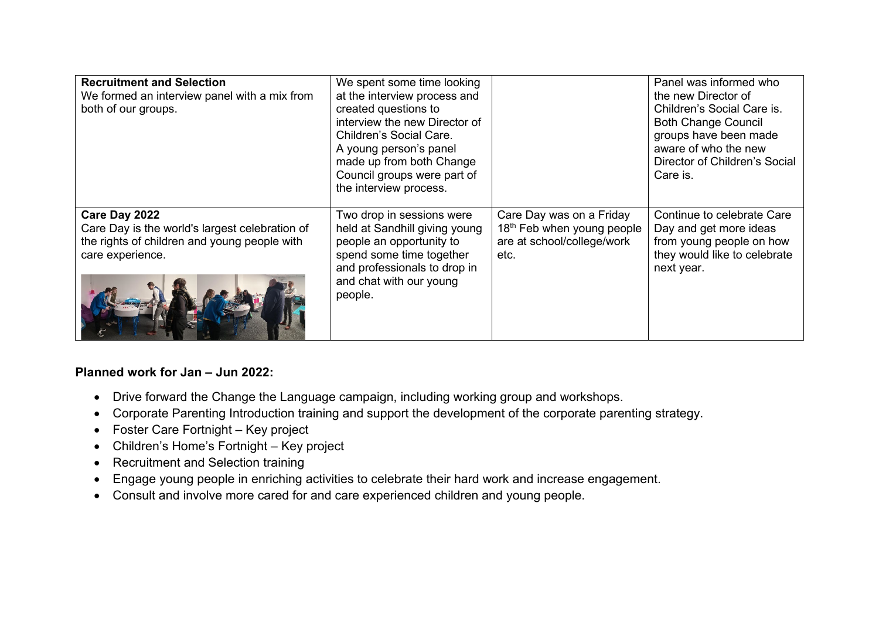| | | | |
|---|---|---|---|
| **Recruitment and Selection**<br>We formed an interview panel with a mix from both of our groups. | We spent some time looking at the interview process and created questions to interview the new Director of Children's Social Care.<br>A young person's panel made up from both Change Council groups were part of the interview process. | | Panel was informed who the new Director of Children's Social Care is. Both Change Council groups have been made aware of who the new Director of Children's Social Care is. |
| **Care Day 2022**<br>Care Day is the world's largest celebration of the rights of children and young people with care experience. | Two drop in sessions were held at Sandhill giving young people an opportunity to spend some time together and professionals to drop in and chat with our young people. | Care Day was on a Friday 18th Feb when young people are at school/college/work etc. | Continue to celebrate Care Day and get more ideas from young people on how they would like to celebrate next year. |

**Planned work for Jan – Jun 2022:**

- Drive forward the Change the Language campaign, including working group and workshops.
- Corporate Parenting Introduction training and support the development of the corporate parenting strategy.
- Foster Care Fortnight – Key project
- Children's Home's Fortnight – Key project
- Recruitment and Selection training
- Engage young people in enriching activities to celebrate their hard work and increase engagement.
- Consult and involve more cared for and care experienced children and young people.